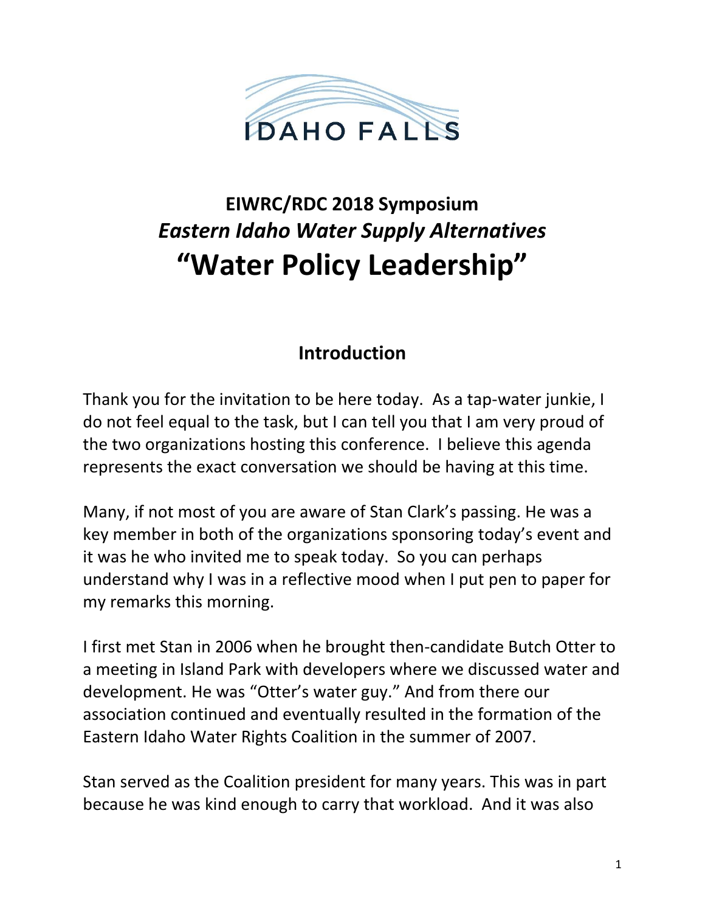# EIWRC/RDC 2018 Symposium

## *Eastern Idaho Water Supply Alternatives*

# "Water Policy Leadership"

## Introduction

Thank you for the invitation to be here today. As a tap-water junkie, I do not feel equal to the task, but I can tell you that I am very proud of the two organizations hosting this conference. I believe this agenda represents the exact conversation we should be having at this time.

Many, if not most of you are aware of Stan Clark's passing. He was a key member in both of the organizations sponsoring today's event and it was he who invited me to speak today. So you can perhaps understand why I was in a reflective mood when I put pen to paper for my remarks this morning.

I first met Stan in 2006 when he brought then-candidate Butch Otter to a meeting in Island Park with developers where we discussed water and development. He was "Otter's water guy." And from there our association continued and eventually resulted in the formation of the Eastern Idaho Water Rights Coalition in the summer of 2007.

Stan served as the Coalition president for many years. This was in part because he was kind enough to carry that workload. And it was also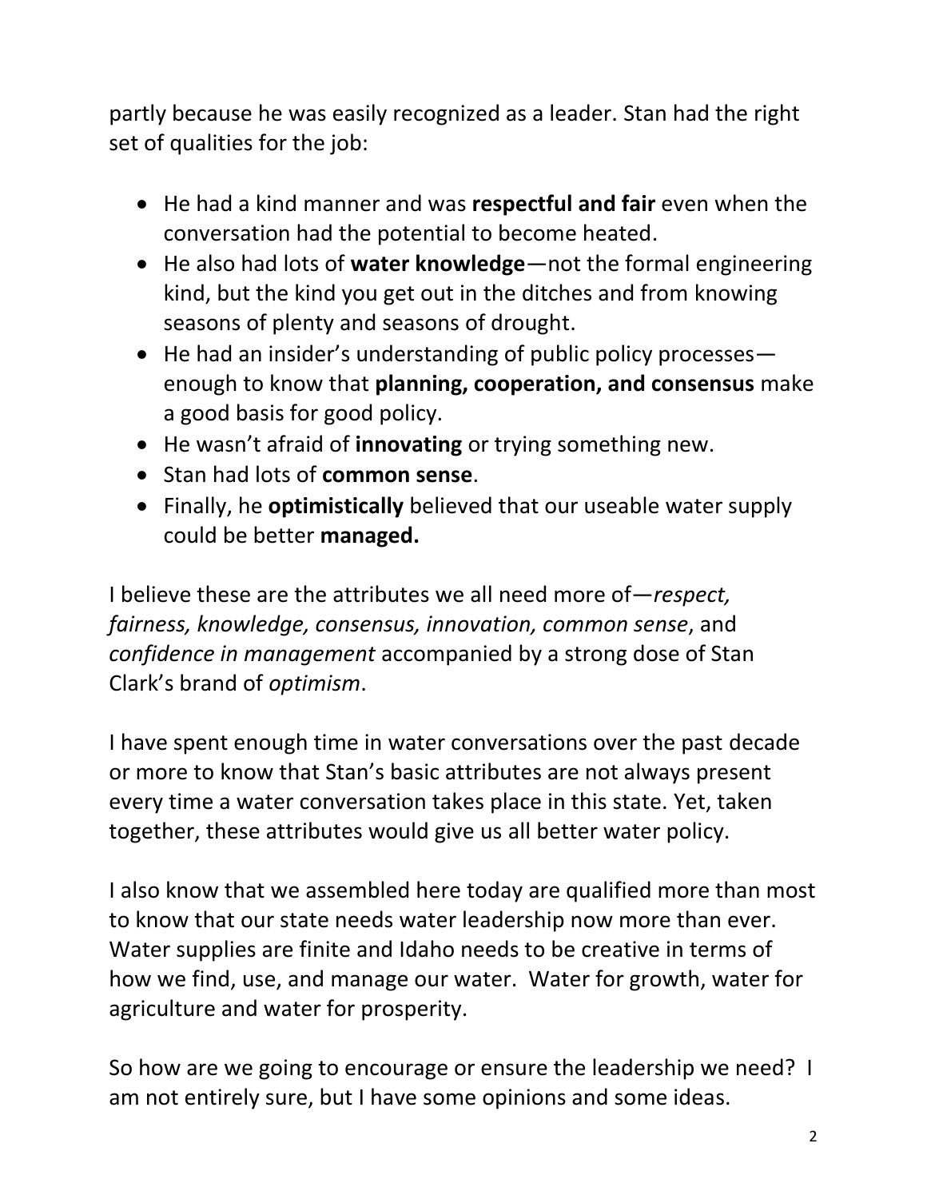partly because he was easily recognized as a leader. Stan had the right set of qualities for the job:

- He had a kind manner and was **respectful and fair** even when the conversation had the potential to become heated.
- He also had lots of **water knowledge**—not the formal engineering kind, but the kind you get out in the ditches and from knowing seasons of plenty and seasons of drought.
- He had an insider's understanding of public policy processes—enough to know that **planning, cooperation, and consensus** make a good basis for good policy.
- He wasn't afraid of **innovating** or trying something new.
- Stan had lots of **common sense**.
- Finally, he **optimistically** believed that our useable water supply could be better **managed.**

I believe these are the attributes we all need more of—*respect, fairness, knowledge, consensus, innovation, common sense*, and *confidence in management* accompanied by a strong dose of Stan Clark's brand of *optimism*.

I have spent enough time in water conversations over the past decade or more to know that Stan's basic attributes are not always present every time a water conversation takes place in this state. Yet, taken together, these attributes would give us all better water policy.

I also know that we assembled here today are qualified more than most to know that our state needs water leadership now more than ever. Water supplies are finite and Idaho needs to be creative in terms of how we find, use, and manage our water. Water for growth, water for agriculture and water for prosperity.

So how are we going to encourage or ensure the leadership we need? I am not entirely sure, but I have some opinions and some ideas.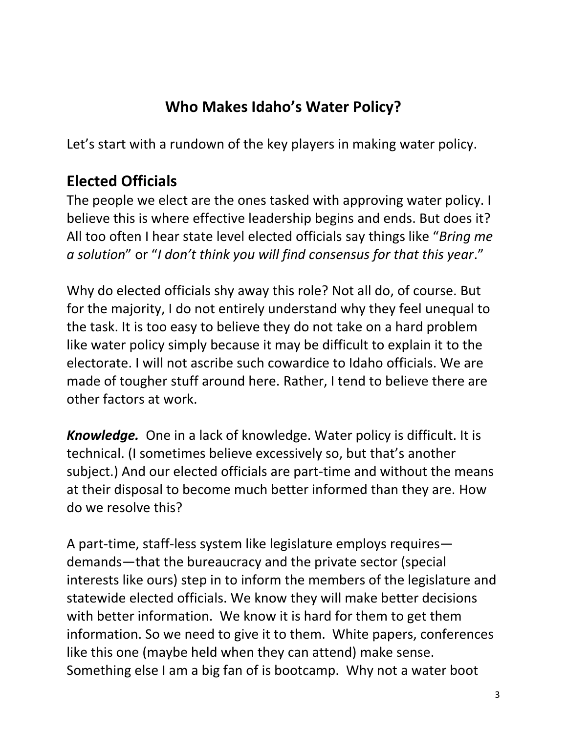# Who Makes Idaho's Water Policy?

Let's start with a rundown of the key players in making water policy.

## Elected Officials

The people we elect are the ones tasked with approving water policy. I believe this is where effective leadership begins and ends. But does it? All too often I hear state level elected officials say things like "*Bring me a solution*" or "*I don't think you will find consensus for that this year*."

Why do elected officials shy away this role? Not all do, of course. But for the majority, I do not entirely understand why they feel unequal to the task. It is too easy to believe they do not take on a hard problem like water policy simply because it may be difficult to explain it to the electorate. I will not ascribe such cowardice to Idaho officials. We are made of tougher stuff around here. Rather, I tend to believe there are other factors at work.

***Knowledge.*** One in a lack of knowledge. Water policy is difficult. It is technical. (I sometimes believe excessively so, but that's another subject.) And our elected officials are part-time and without the means at their disposal to become much better informed than they are. How do we resolve this?

A part-time, staff-less system like legislature employs requires—demands—that the bureaucracy and the private sector (special interests like ours) step in to inform the members of the legislature and statewide elected officials. We know they will make better decisions with better information. We know it is hard for them to get them information. So we need to give it to them. White papers, conferences like this one (maybe held when they can attend) make sense. Something else I am a big fan of is bootcamp. Why not a water boot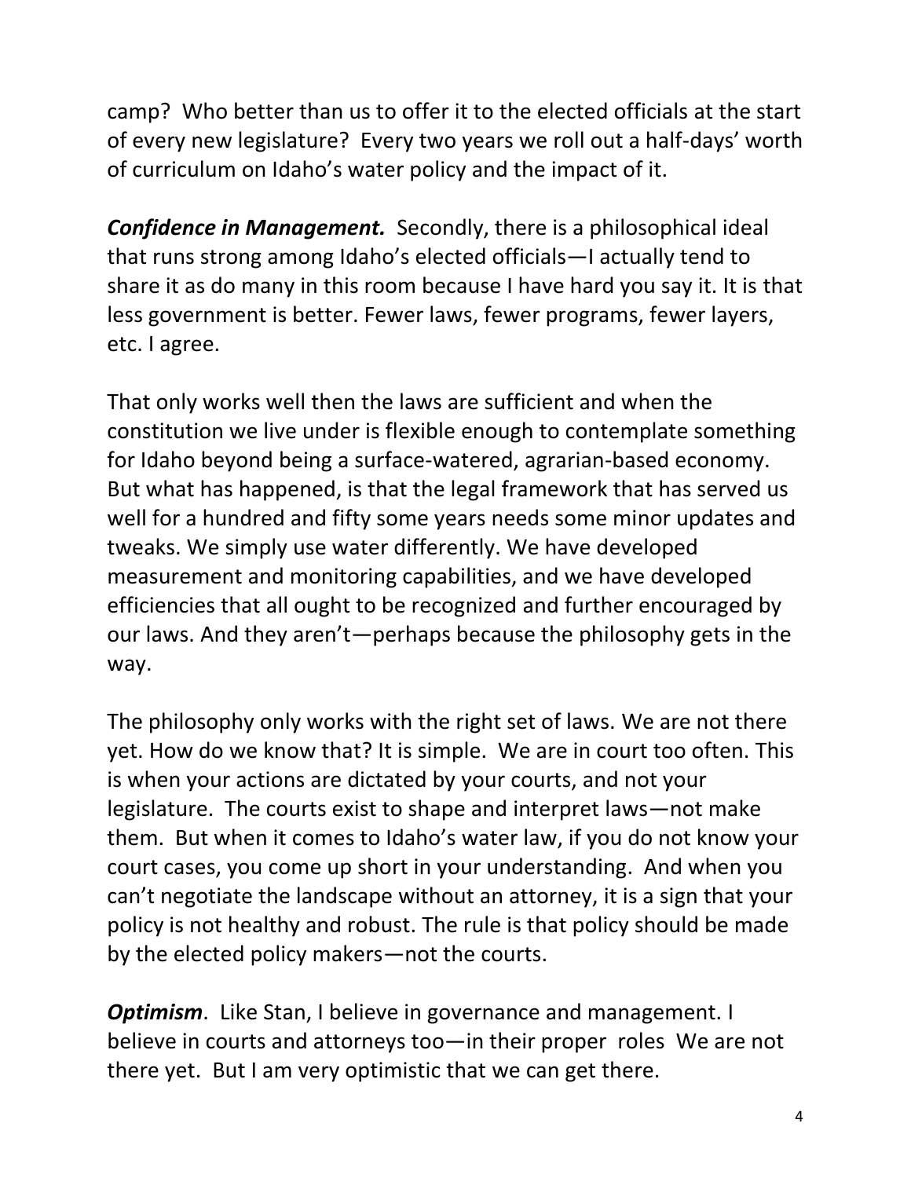camp? Who better than us to offer it to the elected officials at the start of every new legislature? Every two years we roll out a half-days' worth of curriculum on Idaho's water policy and the impact of it.

***Confidence in Management.*** Secondly, there is a philosophical ideal that runs strong among Idaho's elected officials—I actually tend to share it as do many in this room because I have hard you say it. It is that less government is better. Fewer laws, fewer programs, fewer layers, etc. I agree.

That only works well then the laws are sufficient and when the constitution we live under is flexible enough to contemplate something for Idaho beyond being a surface-watered, agrarian-based economy. But what has happened, is that the legal framework that has served us well for a hundred and fifty some years needs some minor updates and tweaks. We simply use water differently. We have developed measurement and monitoring capabilities, and we have developed efficiencies that all ought to be recognized and further encouraged by our laws. And they aren't—perhaps because the philosophy gets in the way.

The philosophy only works with the right set of laws. We are not there yet. How do we know that? It is simple. We are in court too often. This is when your actions are dictated by your courts, and not your legislature. The courts exist to shape and interpret laws—not make them. But when it comes to Idaho's water law, if you do not know your court cases, you come up short in your understanding. And when you can't negotiate the landscape without an attorney, it is a sign that your policy is not healthy and robust. The rule is that policy should be made by the elected policy makers—not the courts.

***Optimism***. Like Stan, I believe in governance and management. I believe in courts and attorneys too—in their proper roles We are not there yet. But I am very optimistic that we can get there.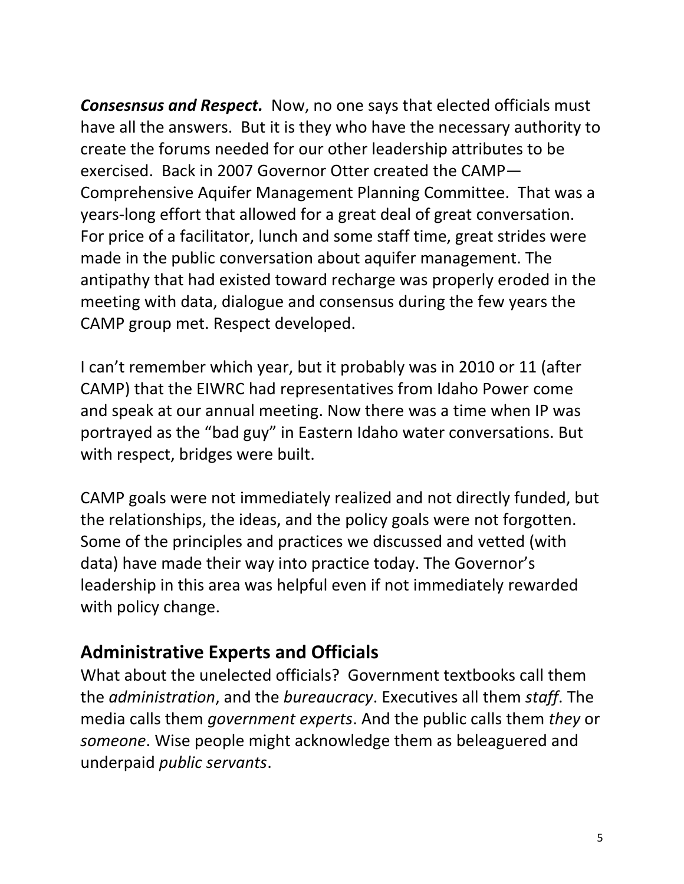***Consesnsus and Respect.*** Now, no one says that elected officials must have all the answers. But it is they who have the necessary authority to create the forums needed for our other leadership attributes to be exercised. Back in 2007 Governor Otter created the CAMP—Comprehensive Aquifer Management Planning Committee. That was a years-long effort that allowed for a great deal of great conversation. For price of a facilitator, lunch and some staff time, great strides were made in the public conversation about aquifer management. The antipathy that had existed toward recharge was properly eroded in the meeting with data, dialogue and consensus during the few years the CAMP group met. Respect developed.

I can't remember which year, but it probably was in 2010 or 11 (after CAMP) that the EIWRC had representatives from Idaho Power come and speak at our annual meeting. Now there was a time when IP was portrayed as the "bad guy" in Eastern Idaho water conversations. But with respect, bridges were built.

CAMP goals were not immediately realized and not directly funded, but the relationships, the ideas, and the policy goals were not forgotten. Some of the principles and practices we discussed and vetted (with data) have made their way into practice today. The Governor's leadership in this area was helpful even if not immediately rewarded with policy change.

## Administrative Experts and Officials

What about the unelected officials? Government textbooks call them the *administration*, and the *bureaucracy*. Executives all them *staff*. The media calls them *government experts*. And the public calls them *they* or *someone*. Wise people might acknowledge them as beleaguered and underpaid *public servants*.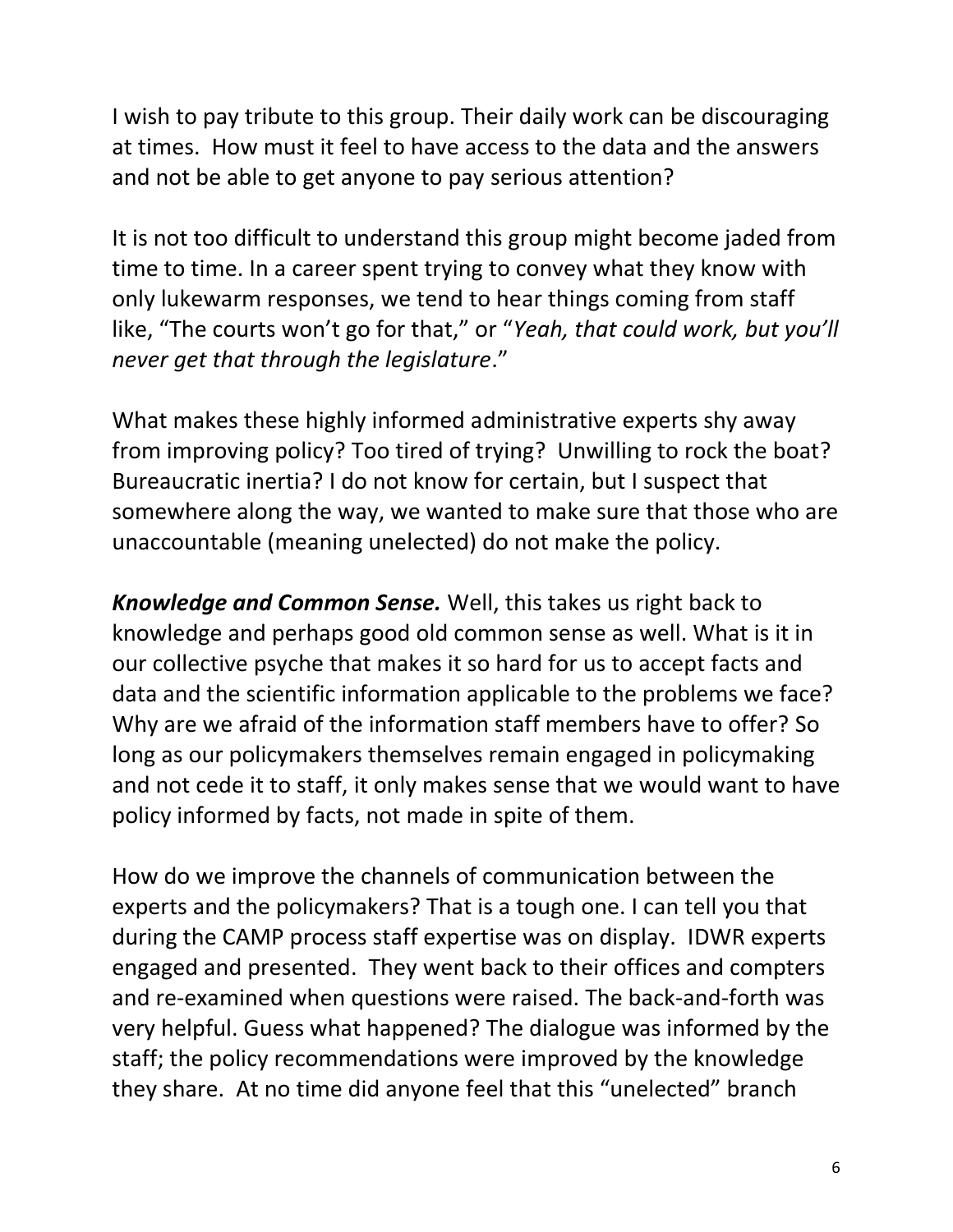I wish to pay tribute to this group. Their daily work can be discouraging at times. How must it feel to have access to the data and the answers and not be able to get anyone to pay serious attention?

It is not too difficult to understand this group might become jaded from time to time. In a career spent trying to convey what they know with only lukewarm responses, we tend to hear things coming from staff like, "The courts won't go for that," or "*Yeah, that could work, but you'll never get that through the legislature*."

What makes these highly informed administrative experts shy away from improving policy? Too tired of trying? Unwilling to rock the boat? Bureaucratic inertia? I do not know for certain, but I suspect that somewhere along the way, we wanted to make sure that those who are unaccountable (meaning unelected) do not make the policy.

***Knowledge and Common Sense.*** Well, this takes us right back to knowledge and perhaps good old common sense as well. What is it in our collective psyche that makes it so hard for us to accept facts and data and the scientific information applicable to the problems we face? Why are we afraid of the information staff members have to offer? So long as our policymakers themselves remain engaged in policymaking and not cede it to staff, it only makes sense that we would want to have policy informed by facts, not made in spite of them.

How do we improve the channels of communication between the experts and the policymakers? That is a tough one. I can tell you that during the CAMP process staff expertise was on display. IDWR experts engaged and presented. They went back to their offices and compters and re-examined when questions were raised. The back-and-forth was very helpful. Guess what happened? The dialogue was informed by the staff; the policy recommendations were improved by the knowledge they share. At no time did anyone feel that this "unelected" branch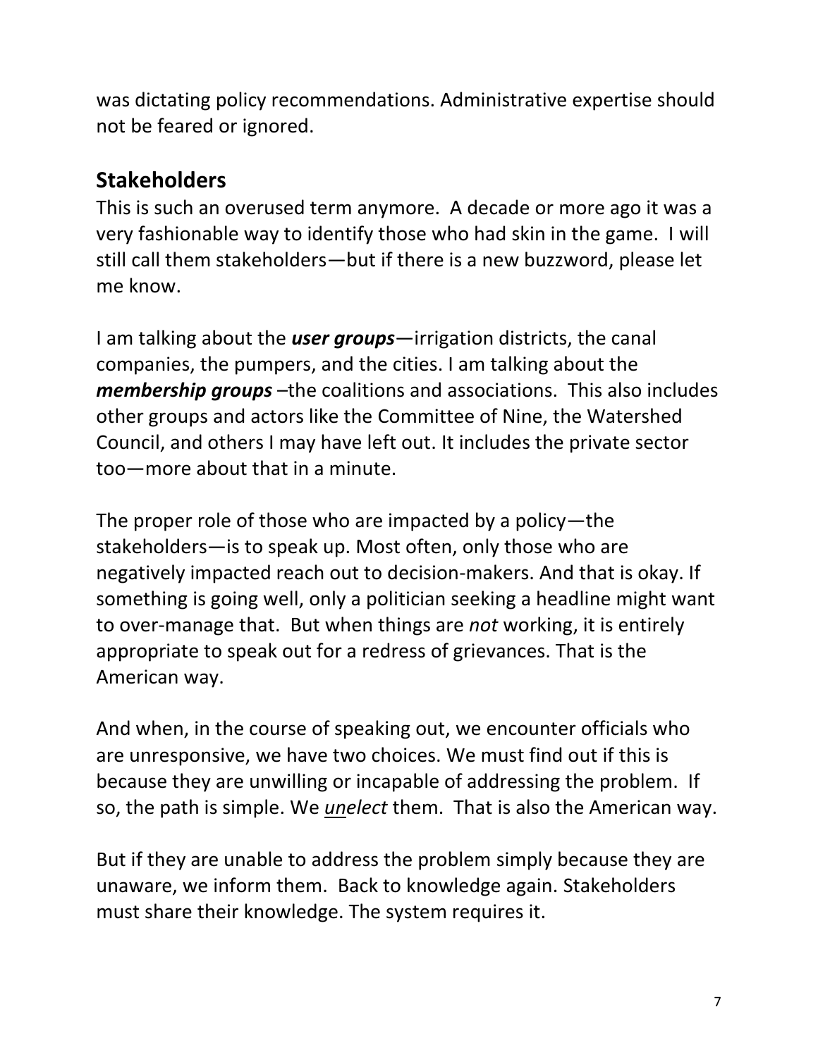was dictating policy recommendations. Administrative expertise should not be feared or ignored.

## Stakeholders

This is such an overused term anymore. A decade or more ago it was a very fashionable way to identify those who had skin in the game. I will still call them stakeholders—but if there is a new buzzword, please let me know.

I am talking about the ***user groups***—irrigation districts, the canal companies, the pumpers, and the cities. I am talking about the ***membership groups*** –the coalitions and associations. This also includes other groups and actors like the Committee of Nine, the Watershed Council, and others I may have left out. It includes the private sector too—more about that in a minute.

The proper role of those who are impacted by a policy—the stakeholders—is to speak up. Most often, only those who are negatively impacted reach out to decision-makers. And that is okay. If something is going well, only a politician seeking a headline might want to over-manage that. But when things are *not* working, it is entirely appropriate to speak out for a redress of grievances. That is the American way.

And when, in the course of speaking out, we encounter officials who are unresponsive, we have two choices. We must find out if this is because they are unwilling or incapable of addressing the problem. If so, the path is simple. We *<u>un</u>elect* them. That is also the American way.

But if they are unable to address the problem simply because they are unaware, we inform them. Back to knowledge again. Stakeholders must share their knowledge. The system requires it.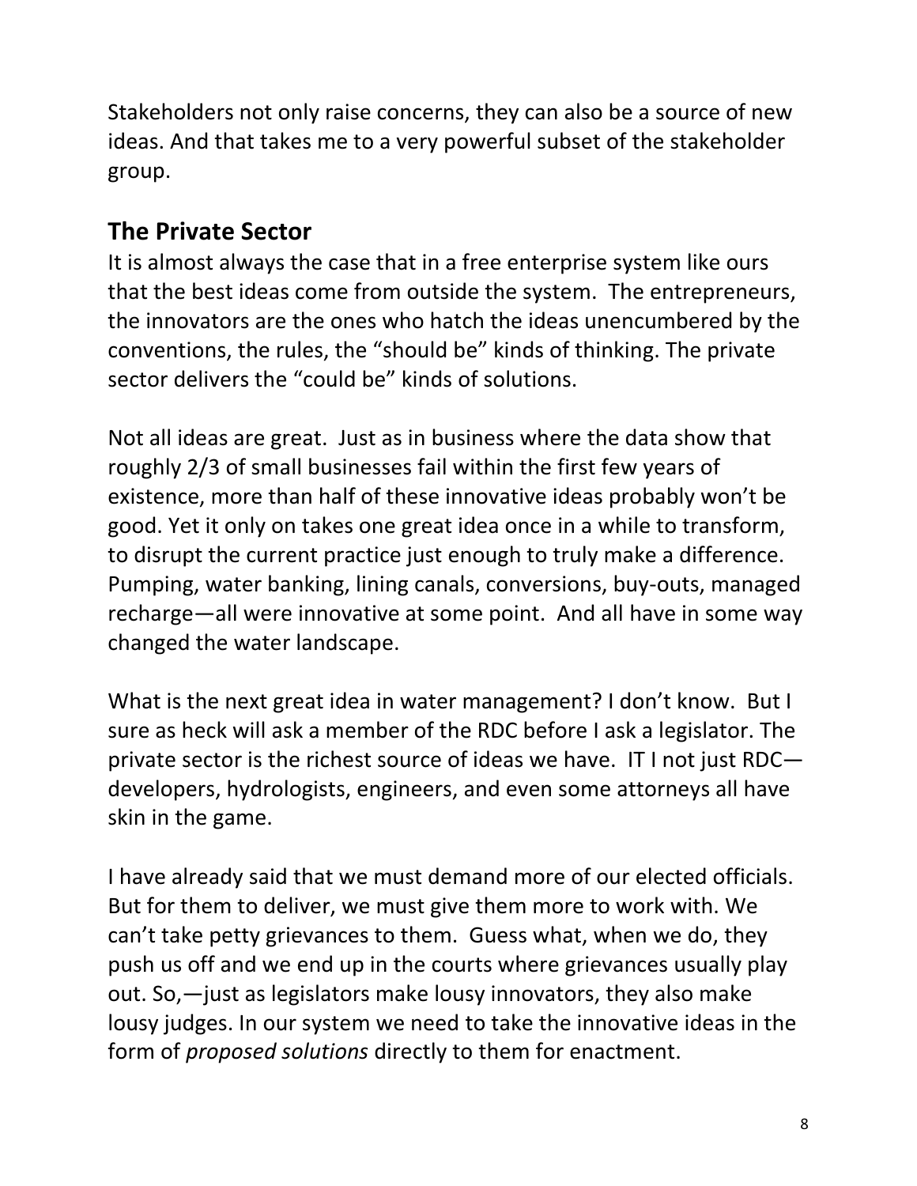Stakeholders not only raise concerns, they can also be a source of new ideas. And that takes me to a very powerful subset of the stakeholder group.

## The Private Sector

It is almost always the case that in a free enterprise system like ours that the best ideas come from outside the system. The entrepreneurs, the innovators are the ones who hatch the ideas unencumbered by the conventions, the rules, the "should be" kinds of thinking. The private sector delivers the "could be" kinds of solutions.

Not all ideas are great. Just as in business where the data show that roughly 2/3 of small businesses fail within the first few years of existence, more than half of these innovative ideas probably won't be good. Yet it only on takes one great idea once in a while to transform, to disrupt the current practice just enough to truly make a difference. Pumping, water banking, lining canals, conversions, buy-outs, managed recharge—all were innovative at some point. And all have in some way changed the water landscape.

What is the next great idea in water management? I don't know. But I sure as heck will ask a member of the RDC before I ask a legislator. The private sector is the richest source of ideas we have. IT I not just RDC—developers, hydrologists, engineers, and even some attorneys all have skin in the game.

I have already said that we must demand more of our elected officials. But for them to deliver, we must give them more to work with. We can't take petty grievances to them. Guess what, when we do, they push us off and we end up in the courts where grievances usually play out. So,—just as legislators make lousy innovators, they also make lousy judges. In our system we need to take the innovative ideas in the form of *proposed solutions* directly to them for enactment.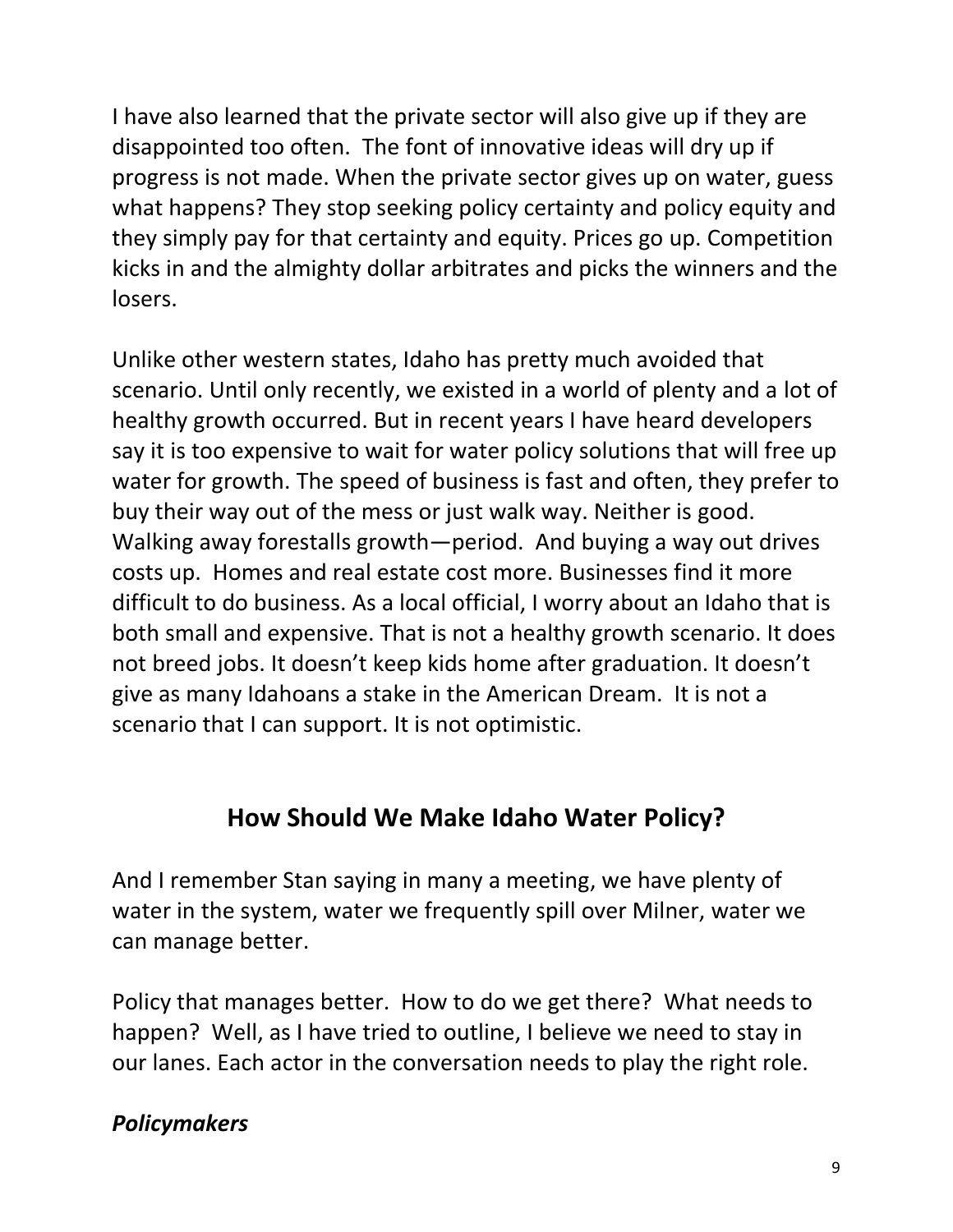I have also learned that the private sector will also give up if they are disappointed too often. The font of innovative ideas will dry up if progress is not made. When the private sector gives up on water, guess what happens? They stop seeking policy certainty and policy equity and they simply pay for that certainty and equity. Prices go up. Competition kicks in and the almighty dollar arbitrates and picks the winners and the losers.

Unlike other western states, Idaho has pretty much avoided that scenario. Until only recently, we existed in a world of plenty and a lot of healthy growth occurred. But in recent years I have heard developers say it is too expensive to wait for water policy solutions that will free up water for growth. The speed of business is fast and often, they prefer to buy their way out of the mess or just walk way. Neither is good. Walking away forestalls growth—period. And buying a way out drives costs up. Homes and real estate cost more. Businesses find it more difficult to do business. As a local official, I worry about an Idaho that is both small and expensive. That is not a healthy growth scenario. It does not breed jobs. It doesn't keep kids home after graduation. It doesn't give as many Idahoans a stake in the American Dream. It is not a scenario that I can support. It is not optimistic.

## How Should We Make Idaho Water Policy?

And I remember Stan saying in many a meeting, we have plenty of water in the system, water we frequently spill over Milner, water we can manage better.

Policy that manages better. How to do we get there? What needs to happen? Well, as I have tried to outline, I believe we need to stay in our lanes. Each actor in the conversation needs to play the right role.

### *Policymakers*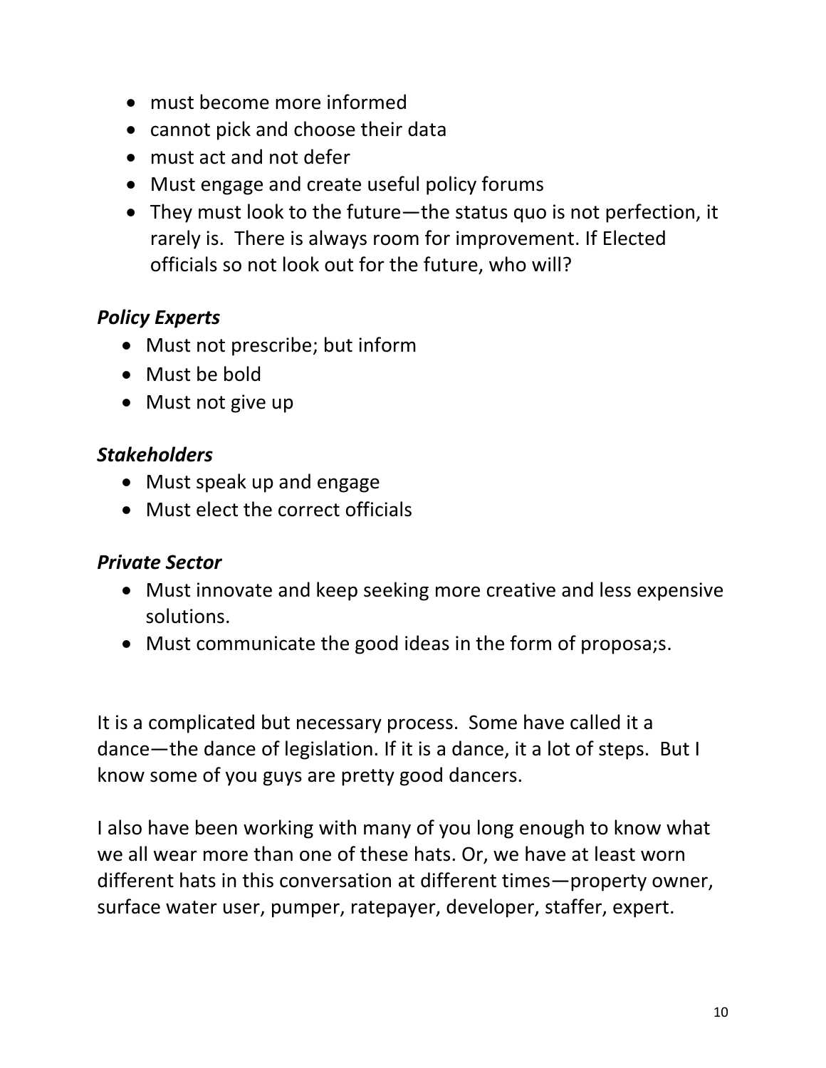- must become more informed
- cannot pick and choose their data
- must act and not defer
- Must engage and create useful policy forums
- They must look to the future—the status quo is not perfection, it rarely is. There is always room for improvement. If Elected officials so not look out for the future, who will?

***Policy Experts***

- Must not prescribe; but inform
- Must be bold
- Must not give up

***Stakeholders***

- Must speak up and engage
- Must elect the correct officials

***Private Sector***

- Must innovate and keep seeking more creative and less expensive solutions.
- Must communicate the good ideas in the form of proposa;s.

It is a complicated but necessary process. Some have called it a dance—the dance of legislation. If it is a dance, it a lot of steps. But I know some of you guys are pretty good dancers.

I also have been working with many of you long enough to know what we all wear more than one of these hats. Or, we have at least worn different hats in this conversation at different times—property owner, surface water user, pumper, ratepayer, developer, staffer, expert.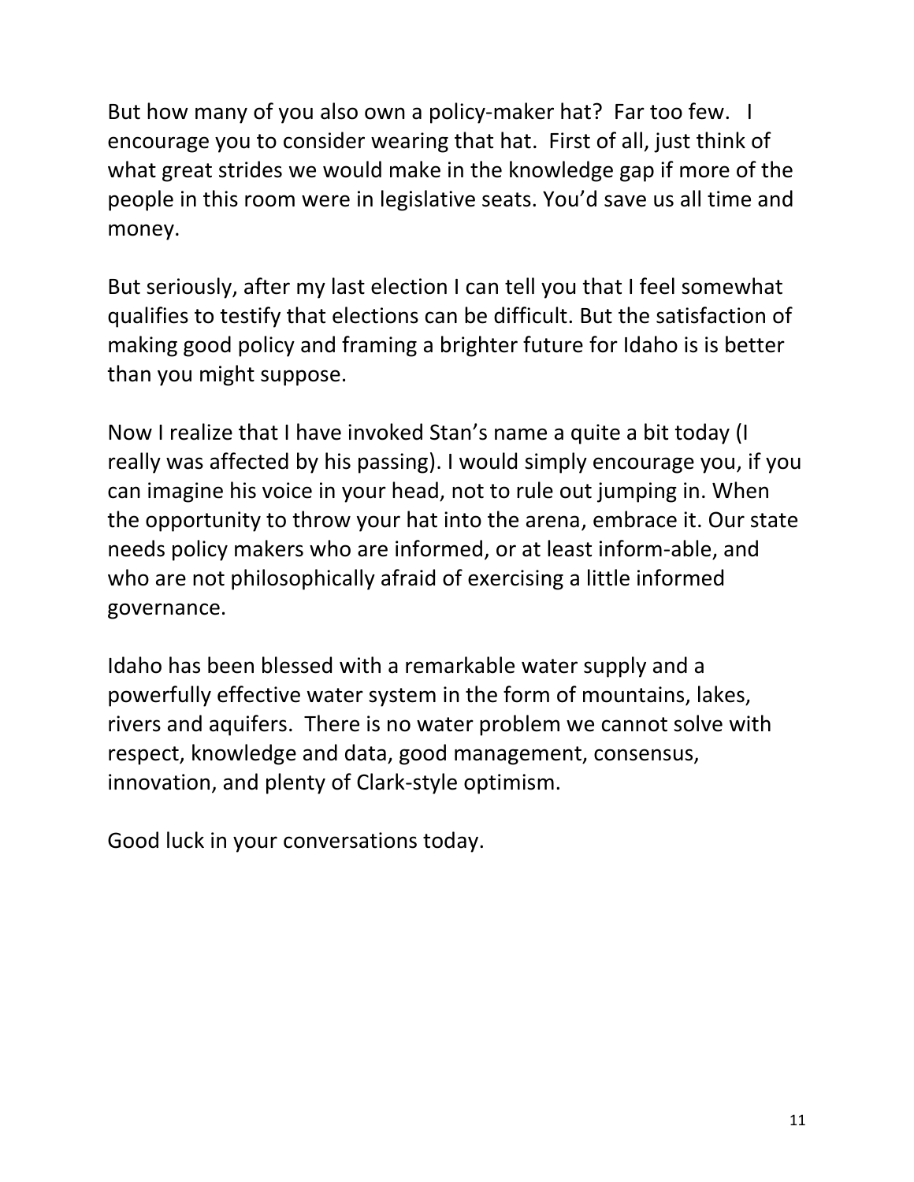But how many of you also own a policy-maker hat? Far too few. I encourage you to consider wearing that hat. First of all, just think of what great strides we would make in the knowledge gap if more of the people in this room were in legislative seats. You'd save us all time and money.

But seriously, after my last election I can tell you that I feel somewhat qualifies to testify that elections can be difficult. But the satisfaction of making good policy and framing a brighter future for Idaho is is better than you might suppose.

Now I realize that I have invoked Stan's name a quite a bit today (I really was affected by his passing). I would simply encourage you, if you can imagine his voice in your head, not to rule out jumping in. When the opportunity to throw your hat into the arena, embrace it. Our state needs policy makers who are informed, or at least inform-able, and who are not philosophically afraid of exercising a little informed governance.

Idaho has been blessed with a remarkable water supply and a powerfully effective water system in the form of mountains, lakes, rivers and aquifers. There is no water problem we cannot solve with respect, knowledge and data, good management, consensus, innovation, and plenty of Clark-style optimism.

Good luck in your conversations today.